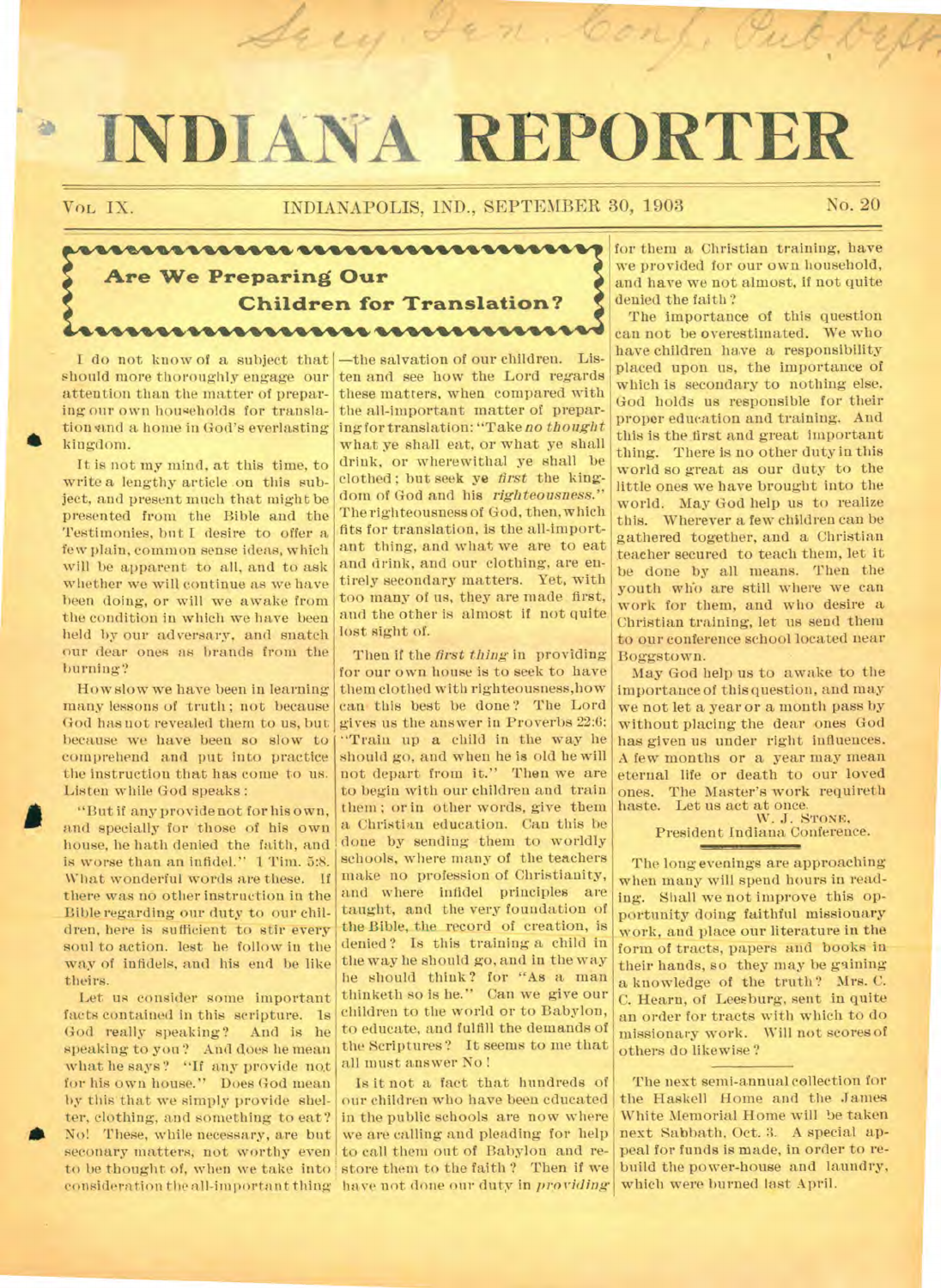# INDIANA REPORTER

VOL. IX. INDIANAPOLIS, IND., SEPTEMBER 30, 1903 No. 20

## Are We Preparing Our Children for Translation?

I do not know of a subject that should more thoroughly engage our attention than the matter of preparing our own households for translation and a home in God's everlasting kingdom.

It is not my mind, at this time, to write a lengthy article on this subject, and present much that might be presented from the Bible and the Testimonies, but I desire to offer a few plain, common sense ideas, which will be apparent to all, and to ask whether we will continue as we have been doing, or will we awake from the condition in which we have been held by our adversary, and snatch our dear ones as brands from the burning?

How slow we have been in learning many lessons of truth; not because God has not revealed them to us, but because we have been so slow to comprehend and put into practice the instruction that has come to us. Listen while God speaks:

"But if any provide not for his own, and specially for those of his own house, he hath denied the faith, and is worse than an infidel." 1 Tim. 5:8. What wonderful words are these. If there was no other instruction in the Bible regarding our duty to our children, here is sufficient to stir every soul to action, lest he follow in the way of infidels, and his end be like theirs.

Let us consider some important facts contained in this scripture. Is God really speaking? And is he speaking to you? And does he mean what he says? "If any provide not for his own house." Does God mean by this that we simply provide shelter, clothing, and something to eat? No! These, while necessary, are but seconary matters, not worthy even to be thought of, when we take into consideration the all-important thing —the salvation of our children. Listen and see how the Lord regards these matters, when compared with the all-important matter of preparing for translation: "Take *no thought* what ye shall eat, or what ye shall drink, or wherewithal ye shall be clothed; but seek ye *first* the kingdom of God and his *righteousness*." The righteousness of God, then, which fits for translation, is the all-important thing, and what we are to eat and drink, and our clothing, are entirely secondary matters. Yet, with too many of us, they are made first, and the other is almost if not quite lost sight of.

Then if the *first thing* in providing for our own house is to seek to have them clothed with righteousness, how can this best be done? The Lord gives us the answer in Proverbs 22:6: "Train up a child in the way he should go, and when he is old he will not depart from it." Then we are to begin with our children and train them; or in other words, give them a Christian education. Can this be done by sending them to worldly schools, where many of the teachers make no profession of Christianity, and where infidel principles are taught, and the very foundation of the Bible, the record of creation, is denied? Is this training a child in the way he should go, and in the way he should think? for "As a man thinketh so is he." Can we give our children to the world or to Babylon, to educate, and fulfill the demands of the Scriptures? It seems to me that all must answer No!

Is it not a fact that hundreds of our children who have been educated in the public schools are now where we are calling and pleading for help to call them out of Babylon and restore them to the faith? Then if we have not done our duty in *providing* for them a Christian training, have we provided for our own household, and have we not almost, if not quite denied the faith?

The importance of this question can not be overestimated. We who have children have a responsibility placed upon us, the importance of which is secondary to nothing else. God holds us responsible for their proper education and training. And this is the first and great important thing. There is no other duty in this world so great as our duty to the little ones we have brought into the world. May God help us to realize this. Wherever a few children can be gathered together, and a Christian teacher secured to teach them, let it be done by all means. Then the youth who are still where we can work for them, and who desire a Christian training, let us send them to our conference school located near Boggstown.

May God help us to awake to the importance of this question, and may we not let a year or a month pass by without placing the dear ones God has given us under right influences. A few months or a year may mean eternal life or death to our loved ones. The Master's work requireth haste. Let us act at once.

W. J. STONE,
President Indiana Conference.

---

The long evenings are approaching when many will spend hours in reading. Shall we not improve this opportunity doing faithful missionary work, and place our literature in the form of tracts, papers and books in their hands, so they may be gaining a knowledge of the truth? Mrs. C. C. Hearn, of Leesburg, sent in quite an order for tracts with which to do missionary work. Will not scores of others do likewise?

---

The next semi-annual collection for the Haskell Home and the James White Memorial Home will be taken next Sabbath, Oct. 3. A special appeal for funds is made, in order to rebuild the power-house and laundry, which were burned last April.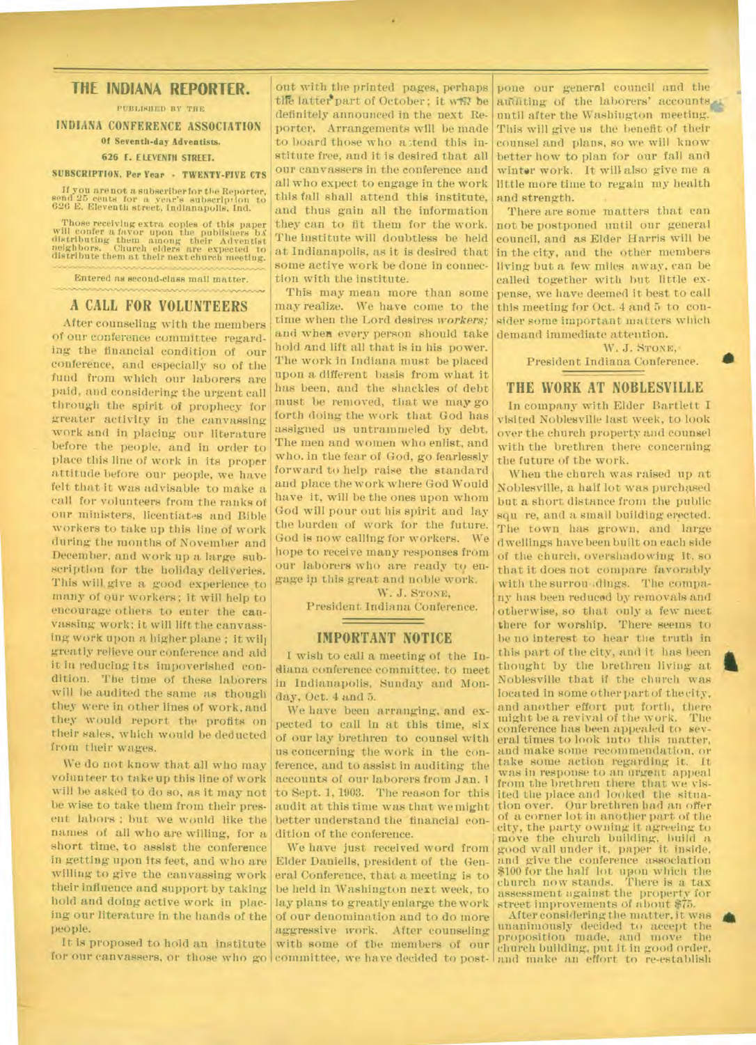# THE INDIANA REPORTER.

PUBLISHED BY THE

**INDIANA CONFERENCE ASSOCIATION**

**Of Seventh-day Adventists.**

**626 E. ELEVENTH STREET.**

**SUBSCRIPTION, Per Year - TWENTY-FIVE CTS**

If you are not a subscriber for the Reporter, send 25 cents for a year's subscription to 626 E. Eleventh street, Indianapolis, Ind.

Those receiving extra copies of this paper will confer a favor upon the publishers by distributing them among their Adventist neighbors. Church elders are expected to distribute them at their next church meeting.

Entered as second-class mail matter.

## A CALL FOR VOLUNTEERS

After counseling with the members of our conference committee regarding the financial condition of our conference, and especially so of the fund from which our laborers are paid, and considering the urgent call through the spirit of prophecy for greater activity in the canvassing work and in placing our literature before the people, and in order to place this line of work in its proper attitude before our people, we have felt that it was advisable to make a call for volunteers from the ranks of our ministers, licentiates and Bible workers to take up this line of work during the months of November and December, and work up a large subscription for the holiday deliveries. This will give a good experience to many of our workers; it will help to encourage others to enter the canvassing work; it will lift the canvassing work upon a higher plane; it will greatly relieve our conference and aid it in reducing its impoverished condition. The time of these laborers will be audited the same as though they were in other lines of work, and they would report the profits on their sales, which would be deducted from their wages.

We do not know that all who may volunteer to take up this line of work will be asked to do so, as it may not be wise to take them from their present labors; but we would like the names of all who are willing, for a short time, to assist the conference in getting upon its feet, and who are willing to give the canvassing work their influence and support by taking hold and doing active work in placing our literature in the hands of the people.

It is proposed to hold an institute for our canvassers, or those who go out with the printed pages, perhaps the latter part of October; it will be definitely announced in the next Reporter. Arrangements will be made to board those who attend this institute free, and it is desired that all our canvassers in the conference and all who expect to engage in the work this fall shall attend this institute, and thus gain all the information they can to fit them for the work. The institute will doubtless be held at Indianapolis, as it is desired that some active work be done in connection with the institute.

This may mean more than some may realize. We have come to the time when the Lord desires *workers;* and when every person should take hold and lift all that is in his power. The work in Indiana must be placed upon a different basis from what it has been, and the shackles of debt must be removed, that we may go forth doing the work that God has assigned us untrammeled by debt. The men and women who enlist, and who, in the fear of God, go fearlessly forward to help raise the standard and place the work where God would have it, will be the ones upon whom God will pour out his spirit and lay the burden of work for the future. God is now calling for workers. We hope to receive many responses from our laborers who are ready to engage in this great and noble work.

W. J. STONE,
President Indiana Conference.

## IMPORTANT NOTICE

I wish to call a meeting of the Indiana conference committee, to meet in Indianapolis, Sunday and Monday, Oct. 4 and 5.

We have been arranging, and expected to call in at this time, six of our lay brethren to counsel with us concerning the work in the conference, and to assist in auditing the accounts of our laborers from Jan. 1 to Sept. 1, 1903. The reason for this audit at this time was that we might better understand the financial condition of the conference.

We have just received word from Elder Daniells, president of the General Conference, that a meeting is to be held in Washington next week, to lay plans to greatly enlarge the work of our denomination and to do more aggressive work. After counseling with some of the members of our committee, we have decided to postpone our general council and the auditing of the laborers' accounts until after the Washington meeting. This will give us the benefit of their counsel and plans, so we will know better how to plan for our fall and winter work. It will also give me a little more time to regain my health and strength.

There are some matters that can not be postponed until our general council, and as Elder Harris will be in the city, and the other members living but a few miles away, can be called together with but little expense, we have deemed it best to call this meeting for Oct. 4 and 5 to consider some important matters which demand immediate attention.

W. J. STONE,
President Indiana Conference.

## THE WORK AT NOBLESVILLE

In company with Elder Bartlett I visited Noblesville last week, to look over the church property and counsel with the brethren there concerning the future of the work.

When the church was raised up at Noblesville, a half lot was purchased but a short distance from the public square, and a small building erected. The town has grown, and large dwellings have been built on each side of the church, overshadowing it, so that it does not compare favorably with the surroundings. The company has been reduced by removals and otherwise, so that only a few meet there for worship. There seems to be no interest to hear the truth in this part of the city, and it has been thought by the brethren living at Noblesville that if the church was located in some other part of the city, and another effort put forth, there might be a revival of the work. The conference has been appealed to several times to look into this matter, and make some recommendation, or take some action regarding it. It was in response to an urgent appeal from the brethren there that we visited the place and looked the situation over. Our brethren had an offer of a corner lot in another part of the city, the party owning it agreeing to move the church building, build a good wall under it, paper it inside, and give the conference association $100 for the half lot upon which the church now stands. There is a tax assessment against the property for street improvements of about $75.

After considering the matter, it was unanimously decided to accept the proposition made, and move the church building, put it in good order, and make an effort to re-establish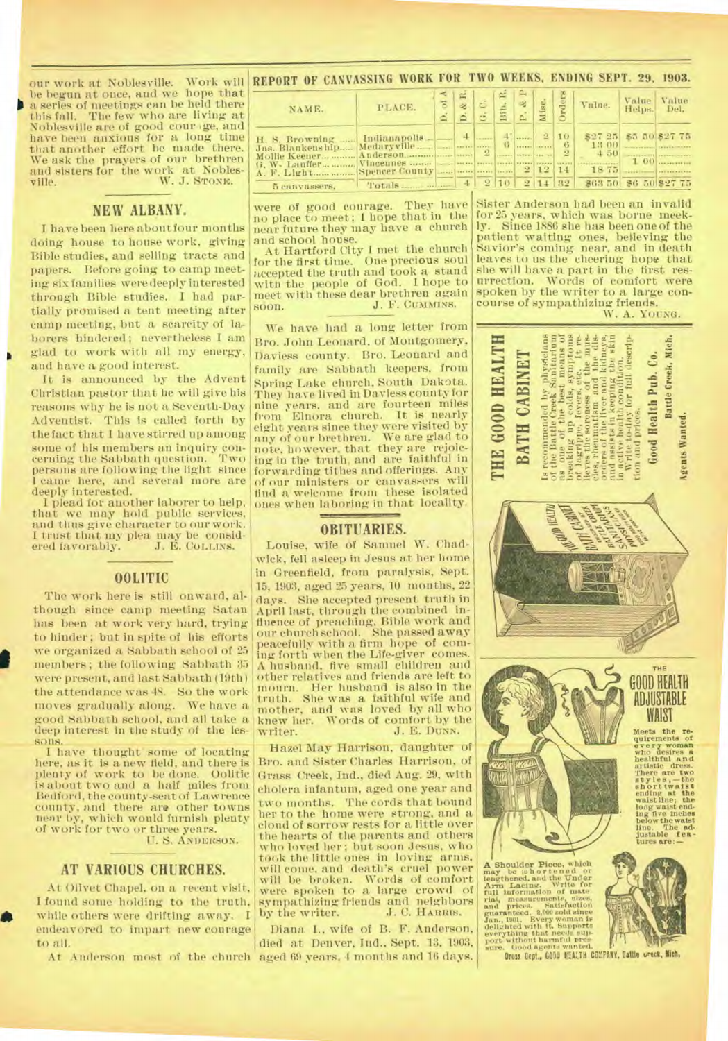our work at Noblesville. Work will be begun at once, and we hope that a series of meetings can be held there this fall. The few who are living at Noblesville are of good courage, and have been anxious for a long time that another effort be made there. We ask the prayers of our brethren and sisters for the work at Noblesville.

W. J. STONE.

## NEW ALBANY.

I have been here about four months doing house to house work, giving Bible studies, and selling tracts and papers. Before going to camp meeting six families were deeply interested through Bible studies. I had partially promised a tent meeting after camp meeting, but a scarcity of laborers hindered; nevertheless I am glad to work with all my energy, and have a good interest.

It is announced by the Advent Christian pastor that he will give his reasons why he is not a Seventh-Day Adventist. This is called forth by the fact that I have stirred up among some of his members an inquiry concerning the Sabbath question. Two persons are following the light since I came here, and several more are deeply interested.

I plead for another laborer to help, that we may hold public services, and thus give character to our work. I trust that my plea may be considered favorably.

J. E. COLLINS.

## OOLITIC

The work here is still onward, although since camp meeting Satan has been at work very hard, trying to hinder; but in spite of his efforts we organized a Sabbath school of 25 members; the following Sabbath 35 were present, and last Sabbath (19th) the attendance was 48. So the work moves gradually along. We have a good Sabbath school, and all take a deep interest in the study of the lessons.

I have thought some of locating here, as it is a new field, and there is plenty of work to be done. Oolitic is about two and a half miles from Bedford, the county-seat of Lawrence county, and there are other towns near by, which would furnish plenty of work for two or three years.

U. S. ANDERSON.

## AT VARIOUS CHURCHES.

At Olivet Chapel, on a recent visit, I found some holding to the truth, while others were drifting away. I endeavored to impart new courage to all.

At Anderson most of the church were of good courage. They have no place to meet; I hope that in the near future they may have a church and school house.

At Hartford City I met the church for the first time. One precious soul accepted the truth and took a stand with the people of God. I hope to meet with these dear brethren again soon.

J. F. CUMMINS.

## REPORT OF CANVASSING WORK FOR TWO WEEKS, ENDING SEPT. 29, 1903.

| NAME. | PLACE. | D. of A | D. & R. | G. C. | Bib. R. | P. & P. | Misc. | Orders | Value. | Value Helps. | Value Del. |
|---|---|---|---|---|---|---|---|---|---|---|---|
| H. S. Browning | Indianapolis | | 4 | | 4 | | 2 | 10 | $27 25 | $5 50 | $27 75 |
| Jas. Blankenship | Medaryville | | | | 6 | | | 6 | 13 00 | | |
| Mollie Keener | Anderson | | | 2 | | | | 2 | 4 50 | | |
| G. W. Lauffer | Vincennes | | | | | | | | | 1 00 | |
| A. F. Light | Spencer County | | | | | 2 | 12 | 14 | 18 75 | | |
| 5 canvassers. | Totals | | 4 | 2 | 10 | 2 | 14 | 32 | $63 50 | $6 50 | $27 75 |

We have had a long letter from Bro. John Leonard, of Montgomery, Daviess county. Bro. Leonard and family are Sabbath keepers, from Spring Lake church, South Dakota. They have lived in Daviess county for nine years, and are fourteen miles from Elnora church. It is nearly eight years since they were visited by any of our brethren. We are glad to note, however, that they are rejoicing in the truth, and are faithful in forwarding tithes and offerings. Any of our ministers or canvassers will find a welcome from these isolated ones when laboring in that locality.

## OBITUARIES.

Louise, wife of Samuel W. Chadwick, fell asleep in Jesus at her home in Greenfield, from paralysis, Sept. 15, 1903, aged 25 years, 10 months, 22 days. She accepted present truth in April last, through the combined influence of preaching, Bible work and our church school. She passed away peacefully with a firm hope of coming forth when the Life-giver comes. A husband, five small children and other relatives and friends are left to mourn. Her husband is also in the truth. She was a faithful wife and mother, and was loved by all who knew her. Words of comfort by the writer.

J. E. DUNN.

Hazel May Harrison, daughter of Bro. and Sister Charles Harrison, of Grass Creek, Ind., died Aug. 29, with cholera infantum, aged one year and two months. The cords that bound her to the home were strong, and a cloud of sorrow rests for a little over the hearts of the parents and others who loved her; but soon Jesus, who took the little ones in loving arms, will come, and death's cruel power will be broken. Words of comfort were spoken to a large crowd of sympathizing friends and neighbors by the writer.

J. C. HARRIS.

Diana L., wife of B. F. Anderson, died at Denver, Ind., Sept. 13, 1903, aged 69 years, 4 months and 16 days. Sister Anderson had been an invalid for 25 years, which was borne meekly. Since 1886 she has been one of the patient waiting ones, believing the Saviour's coming near, and in death leaves to us the cheering hope that she will have a part in the first resurrection. Words of comfort were spoken by the writer to a large concourse of sympathizing friends.

W. A. YOUNG.

**THE GOOD HEALTH BATH CABINET**

Is recommended by physicians of the Battle Creek Sanitarium as one of the best means of breaking up colds, symptoms of lagrippe, fevers, etc. It relieves the soreness of the muscles, rheumatism and the disorders of the liver and kidneys, and assists in keeping the skin in active health condition. Write to-day for full description and prices.

**Good Health Pub. Co.**, Battle Creek, Mich.

**Agents Wanted.**

**THE GOOD HEALTH ADJUSTABLE WAIST**

Meets the requirements of every woman who desires a healthful and artistic dress. There are two styles,—the short waist ending at the waist line; the long waist ending five inches below the waist line. The adjustable features are:—

A Shoulder Piece, which may be shortened or lengthened, and the Under Arm Lacing. Write for full information of material, measurements, sizes, and prices. Satisfaction guaranteed. 2,000 sold since Jan., 1901. Every woman is delighted with it. Supports everything that needs support without harmful pressure. Good agents wanted.

Dress Dept., GOOD HEALTH COMPANY, Battle Creek, Mich.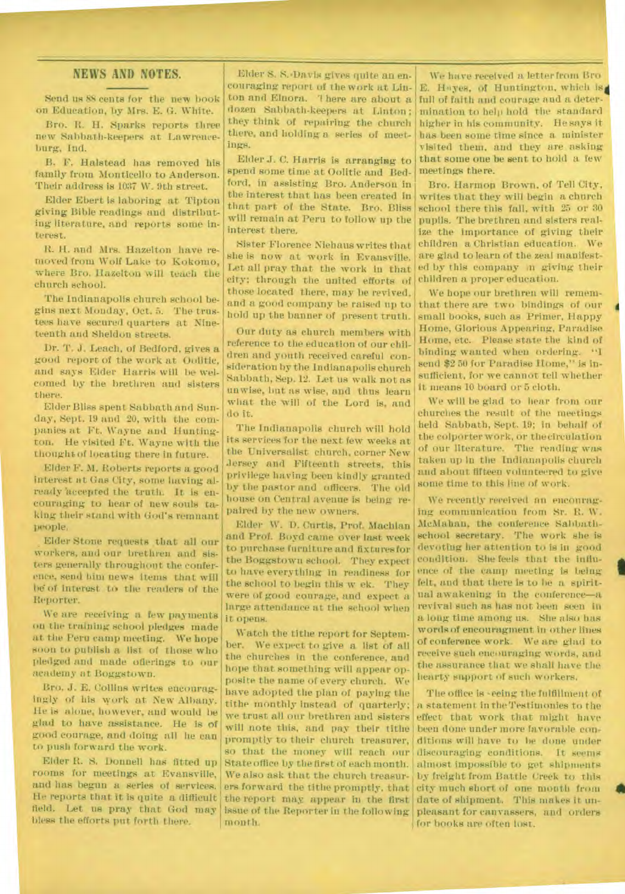## NEWS AND NOTES.

Send us 88 cents for the new book on Education, by Mrs. E. G. White.

Bro. R. H. Sparks reports three new Sabbath-keepers at Lawrenceburg, Ind.

B. F. Halstead has removed his family from Monticello to Anderson. Their address is 1037 W. 9th street.

Elder Ebert is laboring at Tipton giving Bible readings and distributing literature, and reports some interest.

R. H. and Mrs. Hazelton have removed from Wolf Lake to Kokomo, where Bro. Hazelton will teach the church school.

The Indianapolis church school begins next Monday, Oct. 5. The trustees have secured quarters at Nineteenth and Sheldon streets.

Dr. T. J. Leach, of Bedford, gives a good report of the work at Oolitic, and says Elder Harris will be welcomed by the brethren and sisters there.

Elder Bliss spent Sabbath and Sunday, Sept. 19 and 20, with the companies at Ft. Wayne and Huntington. He visited Ft. Wayne with the thought of locating there in future.

Elder F. M. Roberts reports a good interest at Gas City, some having already accepted the truth. It is encouraging to hear of new souls taking their stand with God's remnant people.

Elder Stone requests that all our workers, and our brethren and sisters generally throughout the conference, send him news items that will be of interest to the readers of the Reporter.

We are receiving a few payments on the training school pledges made at the Peru camp meeting. We hope soon to publish a list of those who pledged and made offerings to our academy at Boggstown.

Bro. J. E. Collins writes encouragingly of his work at New Albany. He is alone, however, and would be glad to have assistance. He is of good courage, and doing all he can to push forward the work.

Elder R. S. Donnell has fitted up rooms for meetings at Evansville, and has begun a series of services. He reports that it is quite a difficult field. Let us pray that God may bless the efforts put forth there.

Elder S. S. Davis gives quite an encouraging report of the work at Linton and Elnora. There are about a dozen Sabbath-keepers at Linton; they think of repairing the church there, and holding a series of meetings.

Elder J. C. Harris is arranging to spend some time at Oolitic and Bedford, in assisting Bro. Anderson in the interest that has been created in that part of the State. Bro. Bliss will remain at Peru to follow up the interest there.

Sister Florence Niehaus writes that she is now at work in Evansville. Let all pray that the work in that city; through the united efforts of those located there, may be revived, and a good company be raised up to hold up the banner of present truth.

Our duty as church members with reference to the education of our children and youth received careful consideration by the Indianapolis church Sabbath, Sep. 12. Let us walk not as unwise, but as wise, and thus learn what the will of the Lord is, and do it.

The Indianapolis church will hold its services for the next few weeks at the Universalist church, corner New Jersey and Fifteenth streets, this privilege having been kindly granted by the pastor and officers. The old house on Central avenue is being repaired by the new owners.

Elder W. D. Curtis, Prof. Machlan and Prof. Boyd came over last week to purchase furniture and fixtures for the Boggstown school. They expect to have everything in readiness for the school to begin this w ek. They were of good courage, and expect a large attendance at the school when it opens.

Watch the tithe report for September. We expect to give a list of all the churches in the conference, and hope that something will appear opposite the name of every church. We have adopted the plan of paying the tithe monthly instead of quarterly; we trust all our brethren and sisters will note this, and pay their tithe promptly to their church treasurer, so that the money will reach our State office by the first of each month. We also ask that the church treasurers forward the tithe promptly, that the report may appear in the first issue of the Reporter in the following month.

We have received a letter from Bro E. Hayes, of Huntington, which is full of faith and courage and a determination to help hold the standard higher in his community. He says it has been some time since a minister visited them, and they are asking that some one be sent to hold a few meetings there.

Bro. Harmon Brown, of Tell City, writes that they will begin a church school there this fall, with 25 or 30 pupils. The brethren and sisters realize the importance of giving their children a Christian education. We are glad to learn of the zeal manifested by this company in giving their children a proper education.

We hope our brethren will remember that there are two bindings of our small books, such as Primer, Happy Home, Glorious Appearing, Paradise Home, etc. Please state the kind of binding wanted when ordering. "I send $2.50 for Paradise Home," is insufficient, for we cannot tell whether it means 10 board or 5 cloth.

We will be glad to hear from our churches the result of the meetings held Sabbath, Sept. 19; in behalf of the colporter work, or the circulation of our literature. The reading was taken up in the Indianapolis church and about fifteen volunteered to give some time to this line of work.

We recently received an encouraging communication from Sr. R. W. McMahan, the conference Sabbath-school secretary. The work she is devoting her attention to is in good condition. She feels that the influence of the camp meeting is being felt, and that there is to be a spiritual awakening in the conference—a revival such as has not been seen in a long time among us. She also has words of encouragment in other lines of conference work. We are glad to receive such encouraging words, and the assurance that we shall have the hearty support of such workers.

The office is seeing the fulfillment of a statement in the Testimonies to the effect that work that might have been done under more favorable conditions will have to be done under discouraging conditions. It seems almost impossible to get shipments by freight from Battle Creek to this city much short of one month from date of shipment. This makes it unpleasant for canvassers, and orders for books are often lost.